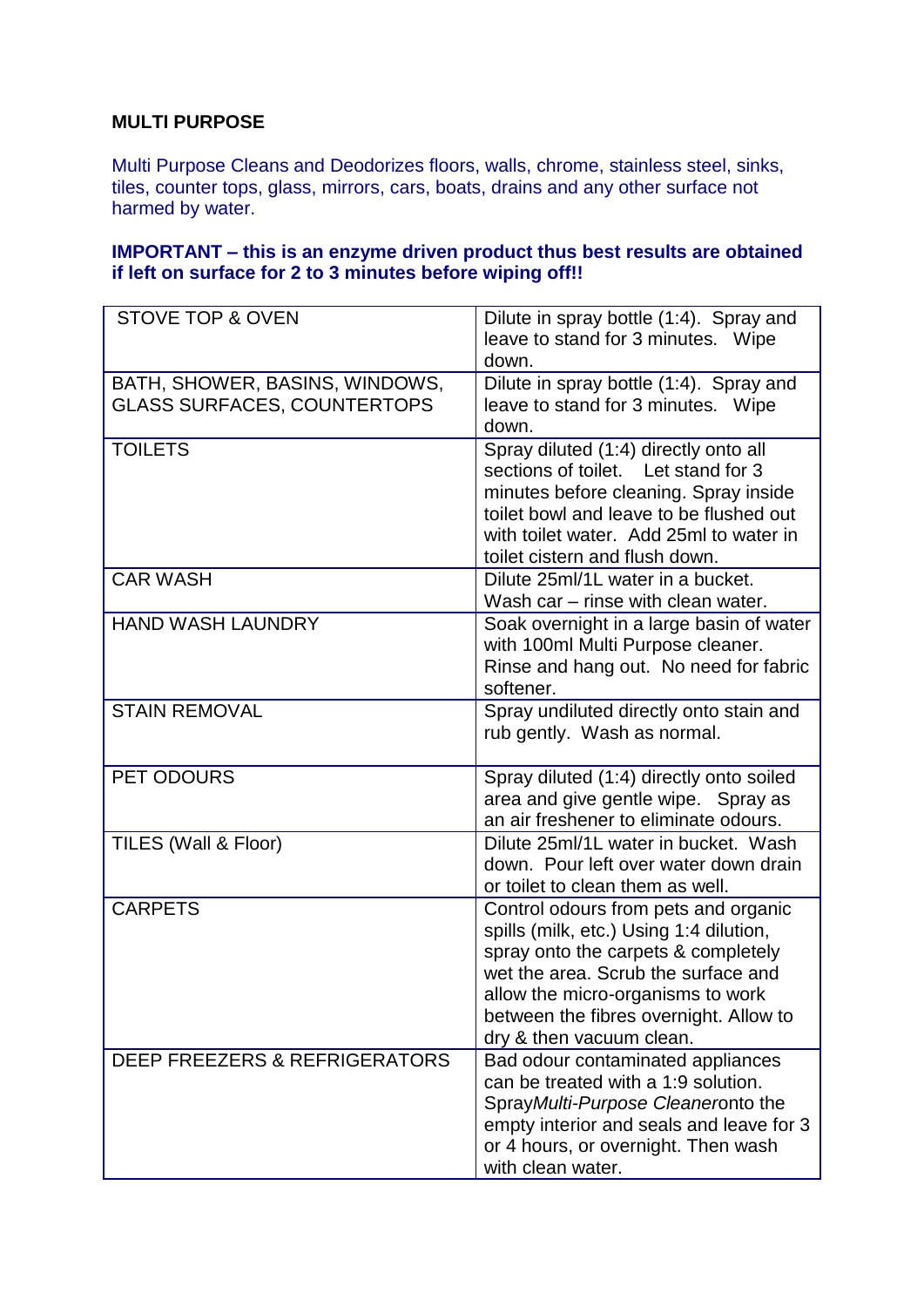**MULTI PURPOSE**

Multi Purpose Cleans and Deodorizes floors, walls, chrome, stainless steel, sinks, tiles, counter tops, glass, mirrors, cars, boats, drains and any other surface not harmed by water.

**IMPORTANT – this is an enzyme driven product thus best results are obtained if left on surface for 2 to 3 minutes before wiping off!!**

| STOVE TOP & OVEN | Dilute in spray bottle (1:4). Spray and leave to stand for 3 minutes. Wipe down. |
|---|---|
| BATH, SHOWER, BASINS, WINDOWS, GLASS SURFACES, COUNTERTOPS | Dilute in spray bottle (1:4). Spray and leave to stand for 3 minutes. Wipe down. |
| TOILETS | Spray diluted (1:4) directly onto all sections of toilet. Let stand for 3 minutes before cleaning. Spray inside toilet bowl and leave to be flushed out with toilet water. Add 25ml to water in toilet cistern and flush down. |
| CAR WASH | Dilute 25ml/1L water in a bucket. Wash car – rinse with clean water. |
| HAND WASH LAUNDRY | Soak overnight in a large basin of water with 100ml Multi Purpose cleaner. Rinse and hang out. No need for fabric softener. |
| STAIN REMOVAL | Spray undiluted directly onto stain and rub gently. Wash as normal. |
| PET ODOURS | Spray diluted (1:4) directly onto soiled area and give gentle wipe. Spray as an air freshener to eliminate odours. |
| TILES (Wall & Floor) | Dilute 25ml/1L water in bucket. Wash down. Pour left over water down drain or toilet to clean them as well. |
| CARPETS | Control odours from pets and organic spills (milk, etc.) Using 1:4 dilution, spray onto the carpets & completely wet the area. Scrub the surface and allow the micro-organisms to work between the fibres overnight. Allow to dry & then vacuum clean. |
| DEEP FREEZERS & REFRIGERATORS | Bad odour contaminated appliances can be treated with a 1:9 solution. Spray*Multi-Purpose Cleaner*onto the empty interior and seals and leave for 3 or 4 hours, or overnight. Then wash with clean water. |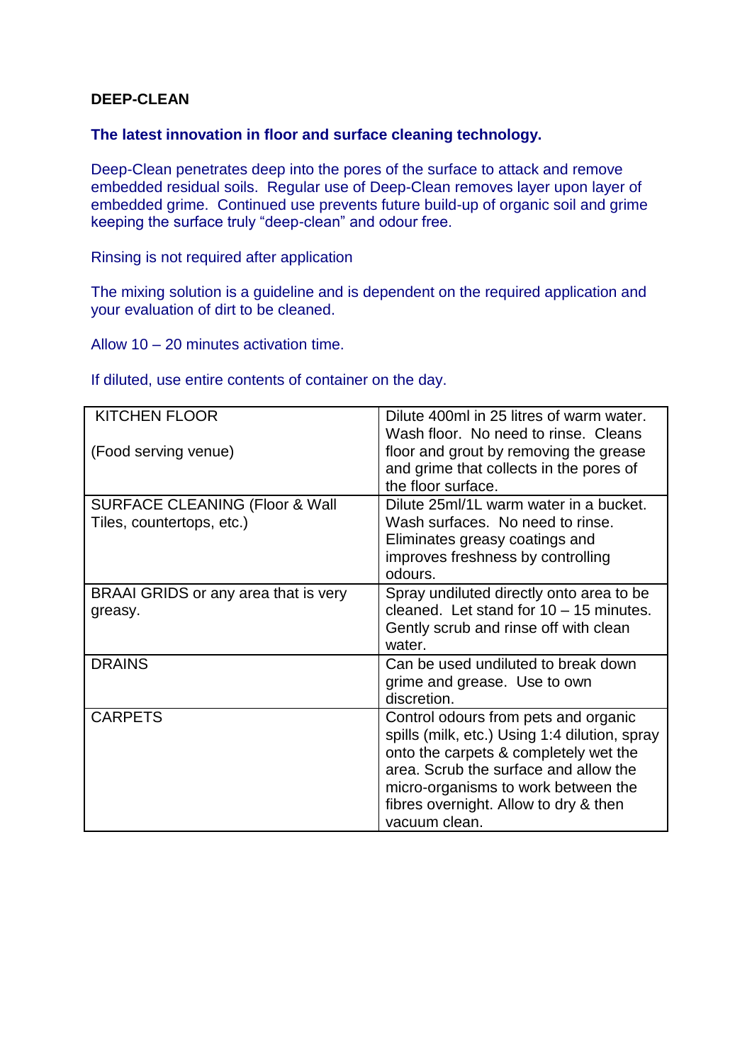**DEEP-CLEAN**

**The latest innovation in floor and surface cleaning technology.**

Deep-Clean penetrates deep into the pores of the surface to attack and remove embedded residual soils. Regular use of Deep-Clean removes layer upon layer of embedded grime. Continued use prevents future build-up of organic soil and grime keeping the surface truly "deep-clean" and odour free.

Rinsing is not required after application

The mixing solution is a guideline and is dependent on the required application and your evaluation of dirt to be cleaned.

Allow 10 – 20 minutes activation time.

If diluted, use entire contents of container on the day.

| | |
|---|---|
| KITCHEN FLOOR<br><br>(Food serving venue) | Dilute 400ml in 25 litres of warm water. Wash floor. No need to rinse. Cleans floor and grout by removing the grease and grime that collects in the pores of the floor surface. |
| SURFACE CLEANING (Floor & Wall Tiles, countertops, etc.) | Dilute 25ml/1L warm water in a bucket. Wash surfaces. No need to rinse. Eliminates greasy coatings and improves freshness by controlling odours. |
| BRAAI GRIDS or any area that is very greasy. | Spray undiluted directly onto area to be cleaned. Let stand for 10 – 15 minutes. Gently scrub and rinse off with clean water. |
| DRAINS | Can be used undiluted to break down grime and grease. Use to own discretion. |
| CARPETS | Control odours from pets and organic spills (milk, etc.) Using 1:4 dilution, spray onto the carpets & completely wet the area. Scrub the surface and allow the micro-organisms to work between the fibres overnight. Allow to dry & then vacuum clean. |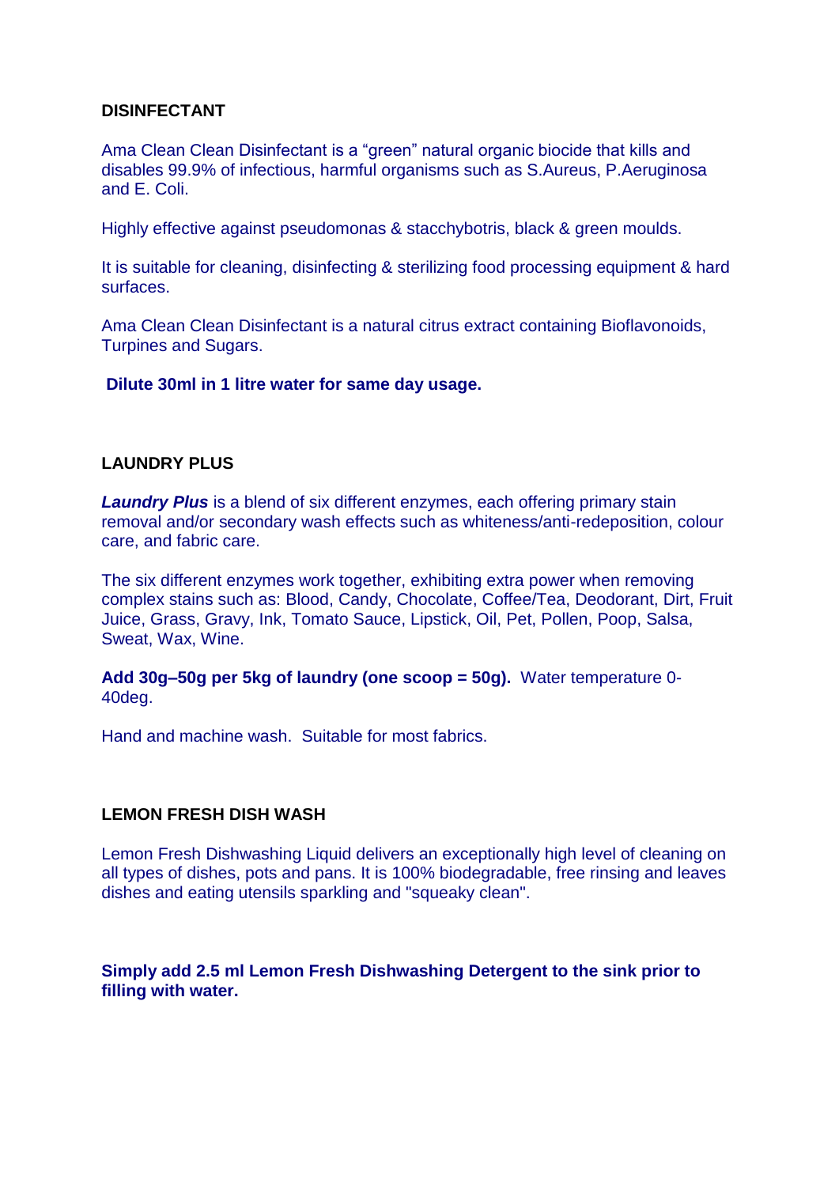## DISINFECTANT

Ama Clean Clean Disinfectant is a “green” natural organic biocide that kills and disables 99.9% of infectious, harmful organisms such as S.Aureus, P.Aeruginosa and E. Coli.

Highly effective against pseudomonas & stacchybotris, black & green moulds.

It is suitable for cleaning, disinfecting & sterilizing food processing equipment & hard surfaces.

Ama Clean Clean Disinfectant is a natural citrus extract containing Bioflavonoids, Turpines and Sugars.

**Dilute 30ml in 1 litre water for same day usage.**

## LAUNDRY PLUS

***Laundry Plus*** is a blend of six different enzymes, each offering primary stain removal and/or secondary wash effects such as whiteness/anti-redeposition, colour care, and fabric care.

The six different enzymes work together, exhibiting extra power when removing complex stains such as: Blood, Candy, Chocolate, Coffee/Tea, Deodorant, Dirt, Fruit Juice, Grass, Gravy, Ink, Tomato Sauce, Lipstick, Oil, Pet, Pollen, Poop, Salsa, Sweat, Wax, Wine.

**Add 30g–50g per 5kg of laundry (one scoop = 50g).** Water temperature 0-40deg.

Hand and machine wash. Suitable for most fabrics.

## LEMON FRESH DISH WASH

Lemon Fresh Dishwashing Liquid delivers an exceptionally high level of cleaning on all types of dishes, pots and pans. It is 100% biodegradable, free rinsing and leaves dishes and eating utensils sparkling and "squeaky clean".

**Simply add 2.5 ml Lemon Fresh Dishwashing Detergent to the sink prior to filling with water.**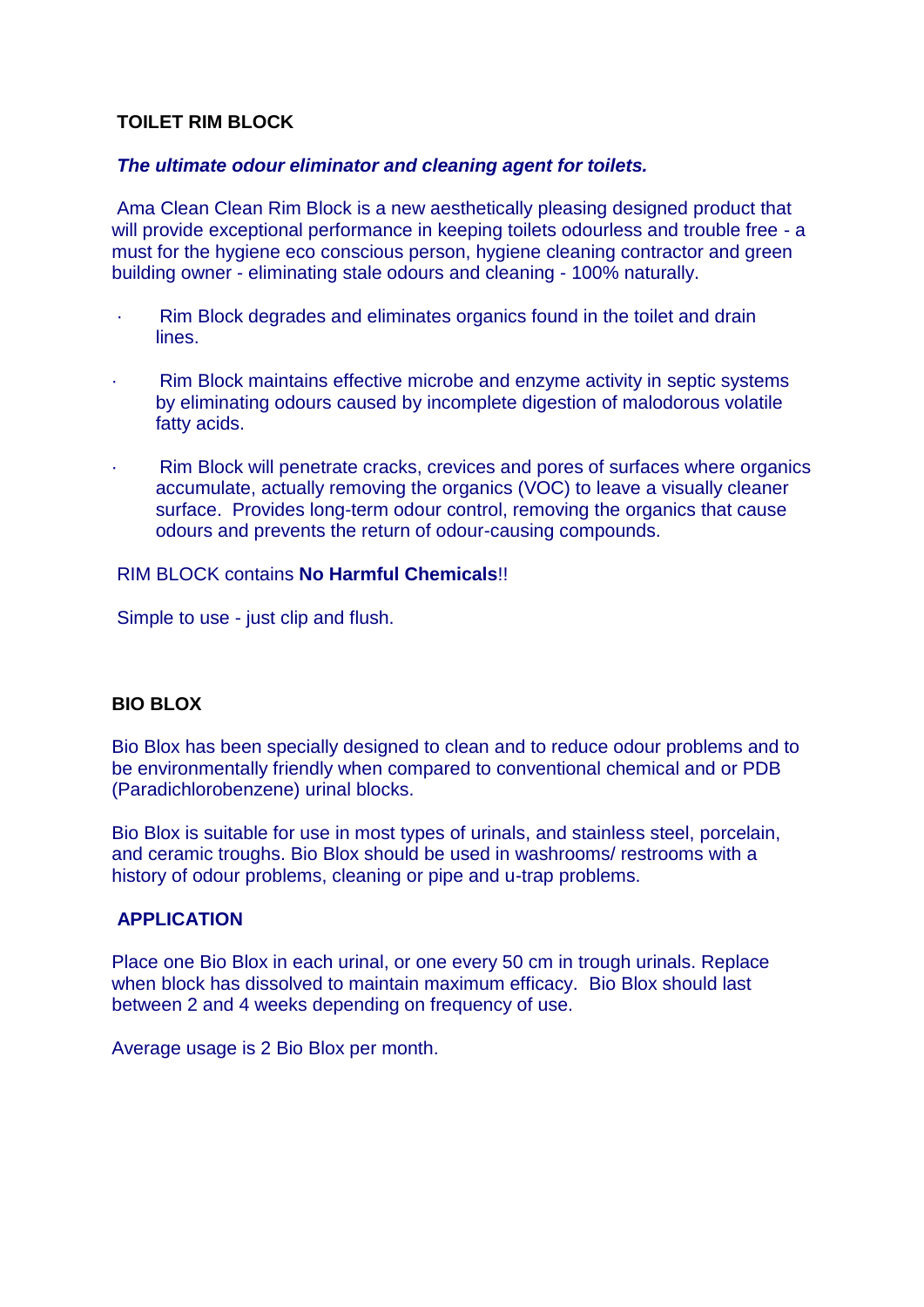## TOIRLET RIM BLOCK

## TOILET RIM BLOCK

***The ultimate odour eliminator and cleaning agent for toilets.***

Ama Clean Clean Rim Block is a new aesthetically pleasing designed product that will provide exceptional performance in keeping toilets odourless and trouble free - a must for the hygiene eco conscious person, hygiene cleaning contractor and green building owner - eliminating stale odours and cleaning - 100% naturally.

- Rim Block degrades and eliminates organics found in the toilet and drain lines.
- Rim Block maintains effective microbe and enzyme activity in septic systems by eliminating odours caused by incomplete digestion of malodorous volatile fatty acids.
- Rim Block will penetrate cracks, crevices and pores of surfaces where organics accumulate, actually removing the organics (VOC) to leave a visually cleaner surface. Provides long-term odour control, removing the organics that cause odours and prevents the return of odour-causing compounds.

RIM BLOCK contains **No Harmful Chemicals**!!

Simple to use - just clip and flush.

## BIO BLOX

Bio Blox has been specially designed to clean and to reduce odour problems and to be environmentally friendly when compared to conventional chemical and or PDB (Paradichlorobenzene) urinal blocks.

Bio Blox is suitable for use in most types of urinals, and stainless steel, porcelain, and ceramic troughs. Bio Blox should be used in washrooms/ restrooms with a history of odour problems, cleaning or pipe and u-trap problems.

### APPLICATION

Place one Bio Blox in each urinal, or one every 50 cm in trough urinals. Replace when block has dissolved to maintain maximum efficacy. Bio Blox should last between 2 and 4 weeks depending on frequency of use.

Average usage is 2 Bio Blox per month.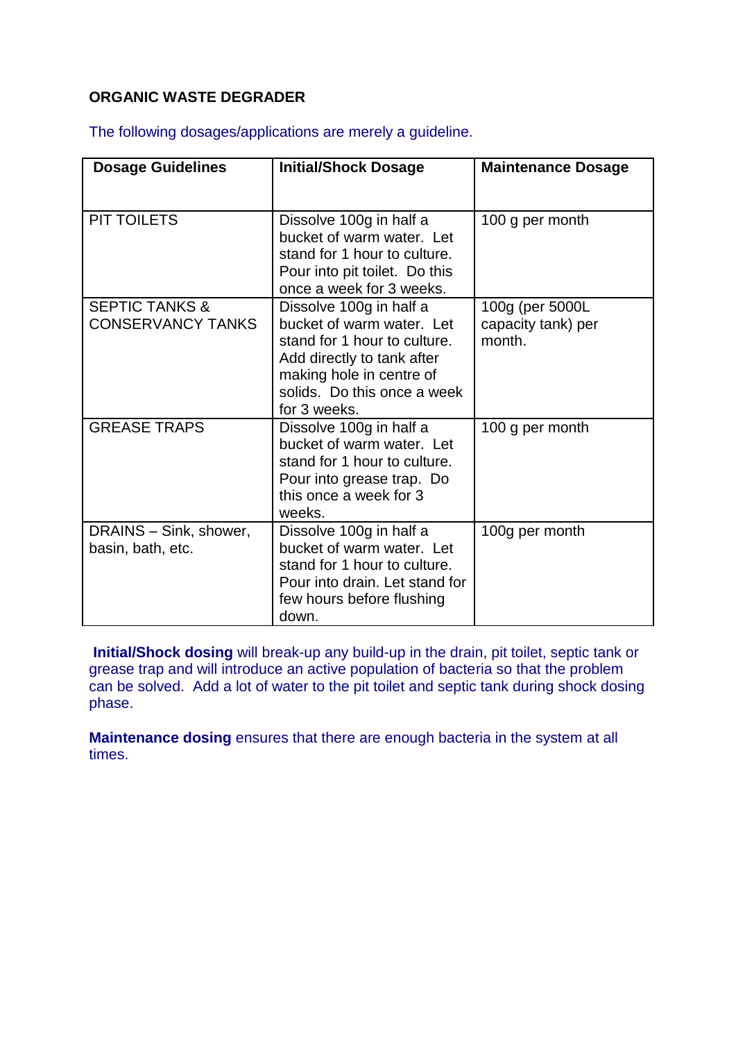**ORGANIC WASTE DEGRADER**

The following dosages/applications are merely a guideline.

| Dosage Guidelines | Initial/Shock Dosage | Maintenance Dosage |
|---|---|---|
| PIT TOILETS | Dissolve 100g in half a bucket of warm water. Let stand for 1 hour to culture. Pour into pit toilet. Do this once a week for 3 weeks. | 100 g per month |
| SEPTIC TANKS & CONSERVANCY TANKS | Dissolve 100g in half a bucket of warm water. Let stand for 1 hour to culture. Add directly to tank after making hole in centre of solids. Do this once a week for 3 weeks. | 100g (per 5000L capacity tank) per month. |
| GREASE TRAPS | Dissolve 100g in half a bucket of warm water. Let stand for 1 hour to culture. Pour into grease trap. Do this once a week for 3 weeks. | 100 g per month |
| DRAINS – Sink, shower, basin, bath, etc. | Dissolve 100g in half a bucket of warm water. Let stand for 1 hour to culture. Pour into drain. Let stand for few hours before flushing down. | 100g per month |

**Initial/Shock dosing** will break-up any build-up in the drain, pit toilet, septic tank or grease trap and will introduce an active population of bacteria so that the problem can be solved. Add a lot of water to the pit toilet and septic tank during shock dosing phase.

**Maintenance dosing** ensures that there are enough bacteria in the system at all times.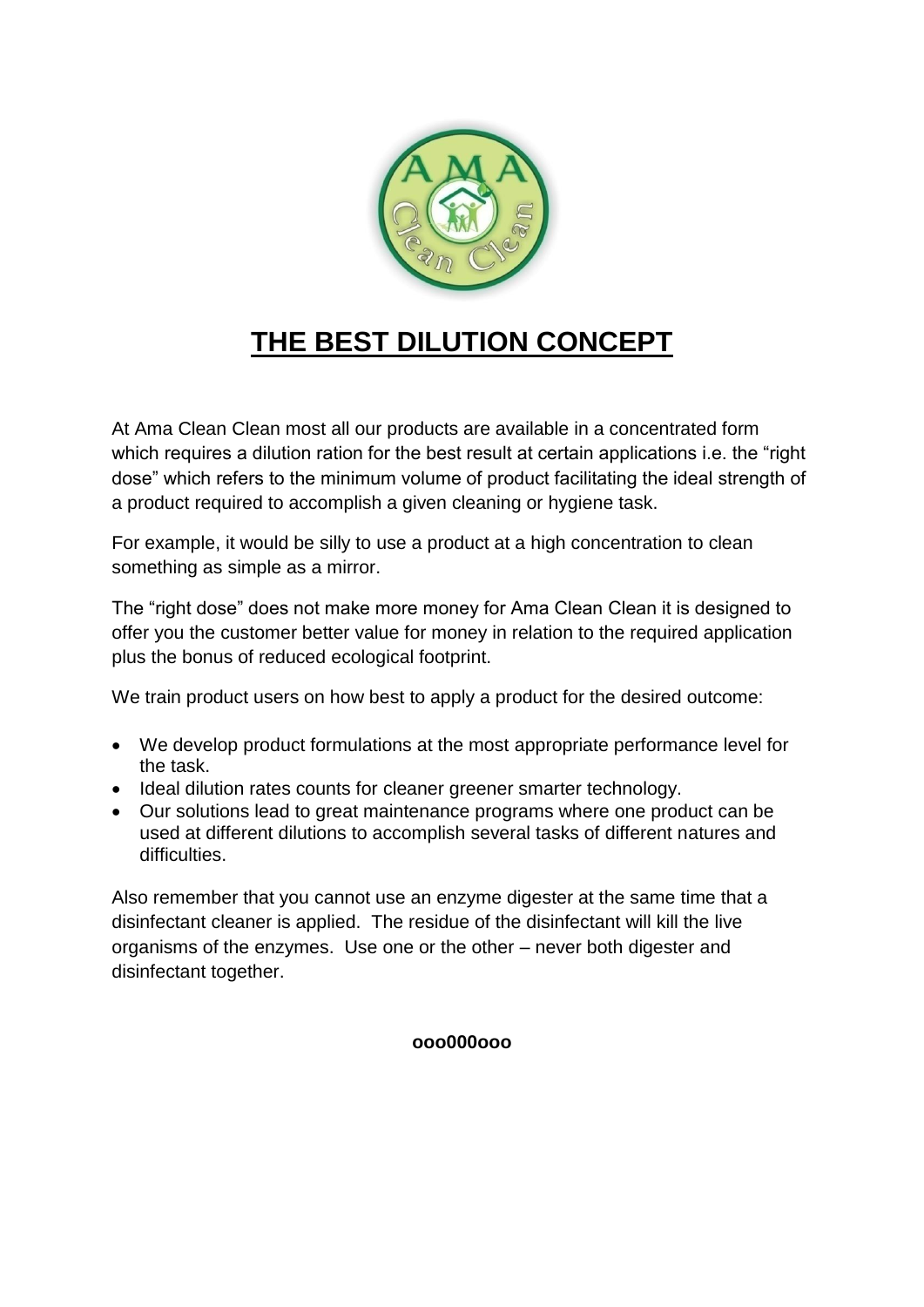# THE BEST DILUTION CONCEPT

At Ama Clean Clean most all our products are available in a concentrated form which requires a dilution ration for the best result at certain applications i.e. the "right dose" which refers to the minimum volume of product facilitating the ideal strength of a product required to accomplish a given cleaning or hygiene task.

For example, it would be silly to use a product at a high concentration to clean something as simple as a mirror.

The "right dose" does not make more money for Ama Clean Clean it is designed to offer you the customer better value for money in relation to the required application plus the bonus of reduced ecological footprint.

We train product users on how best to apply a product for the desired outcome:

- We develop product formulations at the most appropriate performance level for the task.
- Ideal dilution rates counts for cleaner greener smarter technology.
- Our solutions lead to great maintenance programs where one product can be used at different dilutions to accomplish several tasks of different natures and difficulties.

Also remember that you cannot use an enzyme digester at the same time that a disinfectant cleaner is applied. The residue of the disinfectant will kill the live organisms of the enzymes. Use one or the other – never both digester and disinfectant together.

**ooo000ooo**